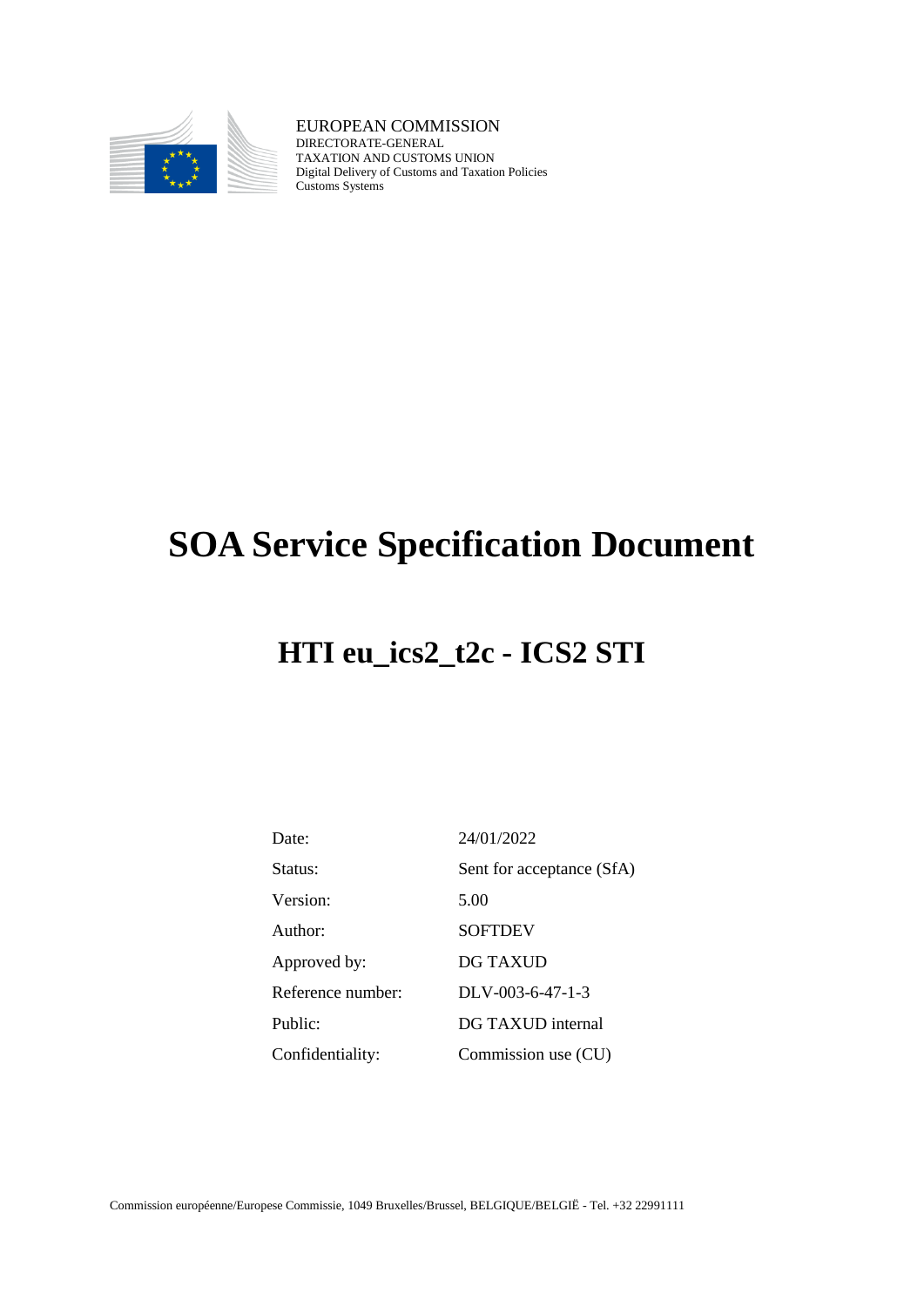EUROPEAN COMMISSION
DIRECTORATE-GENERAL
TAXATION AND CUSTOMS UNION
Digital Delivery of Customs and Taxation Policies
Customs Systems

# SOA Service Specification Document

## HTI eu_ics2_t2c - ICS2 STI

| | |
|---|---|
| Date: | 24/01/2022 |
| Status: | Sent for acceptance (SfA) |
| Version: | 5.00 |
| Author: | SOFTDEV |
| Approved by: | DG TAXUD |
| Reference number: | DLV-003-6-47-1-3 |
| Public: | DG TAXUD internal |
| Confidentiality: | Commission use (CU) |

Commission européenne/Europese Commissie, 1049 Bruxelles/Brussel, BELGIQUE/BELGIË - Tel. +32 22991111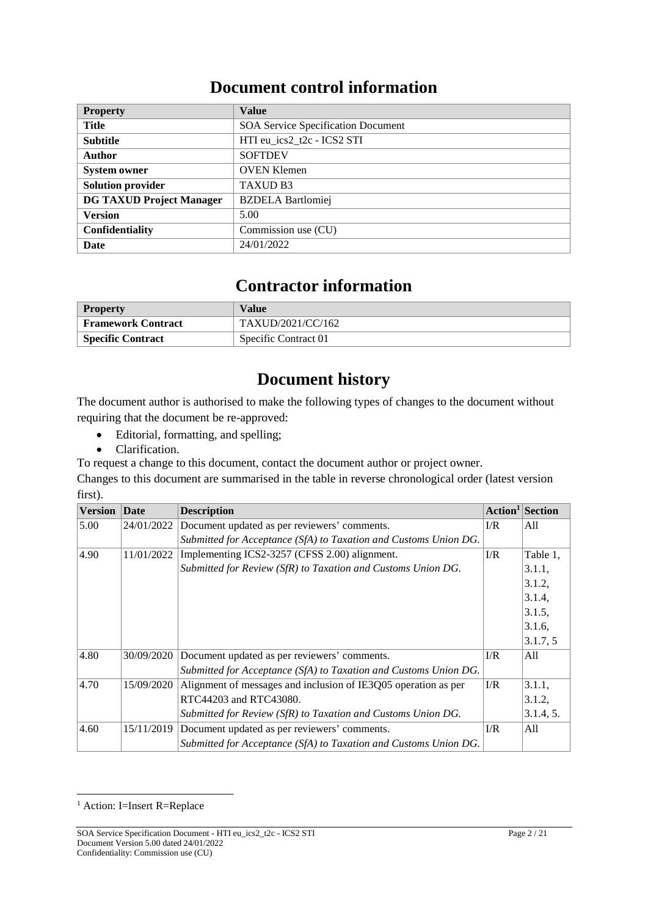# Document control information

| Property | Value |
|---|---|
| **Title** | SOA Service Specification Document |
| **Subtitle** | HTI eu_ics2_t2c - ICS2 STI |
| **Author** | SOFTDEV |
| **System owner** | OVEN Klemen |
| **Solution provider** | TAXUD B3 |
| **DG TAXUD Project Manager** | BZDELA Bartlomiej |
| **Version** | 5.00 |
| **Confidentiality** | Commission use (CU) |
| **Date** | 24/01/2022 |

# Contractor information

| Property | Value |
|---|---|
| **Framework Contract** | TAXUD/2021/CC/162 |
| **Specific Contract** | Specific Contract 01 |

# Document history

The document author is authorised to make the following types of changes to the document without requiring that the document be re-approved:

- Editorial, formatting, and spelling;
- Clarification.

To request a change to this document, contact the document author or project owner.

Changes to this document are summarised in the table in reverse chronological order (latest version first).

| Version | Date | Description | Action[1] | Section |
|---|---|---|---|---|
| 5.00 | 24/01/2022 | Document updated as per reviewers' comments. *Submitted for Acceptance (SfA) to Taxation and Customs Union DG.* | I/R | All |
| 4.90 | 11/01/2022 | Implementing ICS2-3257 (CFSS 2.00) alignment. *Submitted for Review (SfR) to Taxation and Customs Union DG.* | I/R | Table 1, 3.1.1, 3.1.2, 3.1.4, 3.1.5, 3.1.6, 3.1.7, 5 |
| 4.80 | 30/09/2020 | Document updated as per reviewers' comments. *Submitted for Acceptance (SfA) to Taxation and Customs Union DG.* | I/R | All |
| 4.70 | 15/09/2020 | Alignment of messages and inclusion of IE3Q05 operation as per RTC44203 and RTC43080. *Submitted for Review (SfR) to Taxation and Customs Union DG.* | I/R | 3.1.1, 3.1.2, 3.1.4, 5. |
| 4.60 | 15/11/2019 | Document updated as per reviewers' comments. *Submitted for Acceptance (SfA) to Taxation and Customs Union DG.* | I/R | All |

[1] Action: I=Insert R=Replace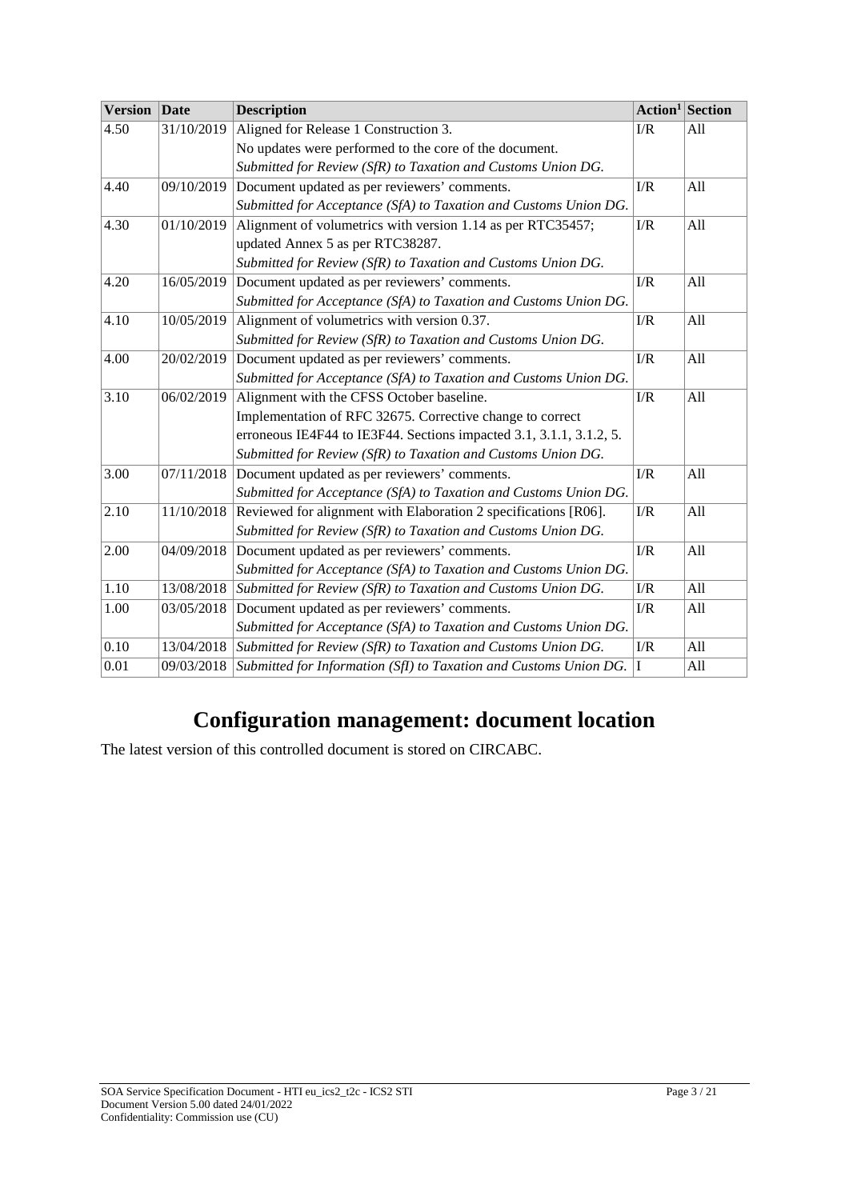| Version | Date | Description | Action[1] | Section |
|---|---|---|---|---|
| 4.50 | 31/10/2019 | Aligned for Release 1 Construction 3.<br>No updates were performed to the core of the document.<br>*Submitted for Review (SfR) to Taxation and Customs Union DG.* | I/R | All |
| 4.40 | 09/10/2019 | Document updated as per reviewers' comments.<br>*Submitted for Acceptance (SfA) to Taxation and Customs Union DG.* | I/R | All |
| 4.30 | 01/10/2019 | Alignment of volumetrics with version 1.14 as per RTC35457; updated Annex 5 as per RTC38287.<br>*Submitted for Review (SfR) to Taxation and Customs Union DG.* | I/R | All |
| 4.20 | 16/05/2019 | Document updated as per reviewers' comments.<br>*Submitted for Acceptance (SfA) to Taxation and Customs Union DG.* | I/R | All |
| 4.10 | 10/05/2019 | Alignment of volumetrics with version 0.37.<br>*Submitted for Review (SfR) to Taxation and Customs Union DG.* | I/R | All |
| 4.00 | 20/02/2019 | Document updated as per reviewers' comments.<br>*Submitted for Acceptance (SfA) to Taxation and Customs Union DG.* | I/R | All |
| 3.10 | 06/02/2019 | Alignment with the CFSS October baseline.<br>Implementation of RFC 32675. Corrective change to correct erroneous IE4F44 to IE3F44. Sections impacted 3.1, 3.1.1, 3.1.2, 5.<br>*Submitted for Review (SfR) to Taxation and Customs Union DG.* | I/R | All |
| 3.00 | 07/11/2018 | Document updated as per reviewers' comments.<br>*Submitted for Acceptance (SfA) to Taxation and Customs Union DG.* | I/R | All |
| 2.10 | 11/10/2018 | Reviewed for alignment with Elaboration 2 specifications [R06].<br>*Submitted for Review (SfR) to Taxation and Customs Union DG.* | I/R | All |
| 2.00 | 04/09/2018 | Document updated as per reviewers' comments.<br>*Submitted for Acceptance (SfA) to Taxation and Customs Union DG.* | I/R | All |
| 1.10 | 13/08/2018 | *Submitted for Review (SfR) to Taxation and Customs Union DG.* | I/R | All |
| 1.00 | 03/05/2018 | Document updated as per reviewers' comments.<br>*Submitted for Acceptance (SfA) to Taxation and Customs Union DG.* | I/R | All |
| 0.10 | 13/04/2018 | *Submitted for Review (SfR) to Taxation and Customs Union DG.* | I/R | All |
| 0.01 | 09/03/2018 | *Submitted for Information (SfI) to Taxation and Customs Union DG.* | I | All |

# Configuration management: document location

The latest version of this controlled document is stored on CIRCABC.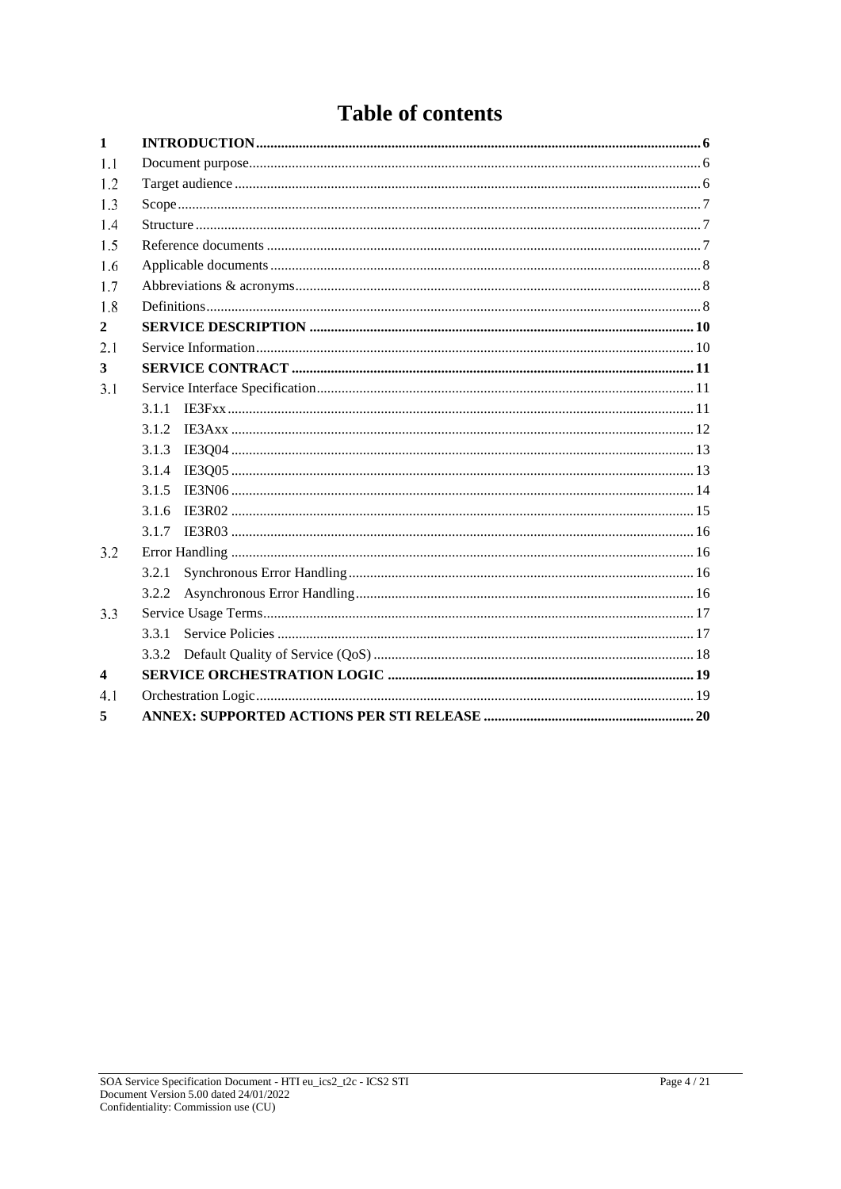# Table of contents

| | | |
|---|---|---|
| **1** | **INTRODUCTION** | **6** |
| 1.1 | Document purpose | 6 |
| 1.2 | Target audience | 6 |
| 1.3 | Scope | 7 |
| 1.4 | Structure | 7 |
| 1.5 | Reference documents | 7 |
| 1.6 | Applicable documents | 8 |
| 1.7 | Abbreviations & acronyms | 8 |
| 1.8 | Definitions | 8 |
| **2** | **SERVICE DESCRIPTION** | **10** |
| 2.1 | Service Information | 10 |
| **3** | **SERVICE CONTRACT** | **11** |
| 3.1 | Service Interface Specification | 11 |
| | 3.1.1 IE3Fxx | 11 |
| | 3.1.2 IE3Axx | 12 |
| | 3.1.3 IE3Q04 | 13 |
| | 3.1.4 IE3Q05 | 13 |
| | 3.1.5 IE3N06 | 14 |
| | 3.1.6 IE3R02 | 15 |
| | 3.1.7 IE3R03 | 16 |
| 3.2 | Error Handling | 16 |
| | 3.2.1 Synchronous Error Handling | 16 |
| | 3.2.2 Asynchronous Error Handling | 16 |
| 3.3 | Service Usage Terms | 17 |
| | 3.3.1 Service Policies | 17 |
| | 3.3.2 Default Quality of Service (QoS) | 18 |
| **4** | **SERVICE ORCHESTRATION LOGIC** | **19** |
| 4.1 | Orchestration Logic | 19 |
| **5** | **ANNEX: SUPPORTED ACTIONS PER STI RELEASE** | **20** |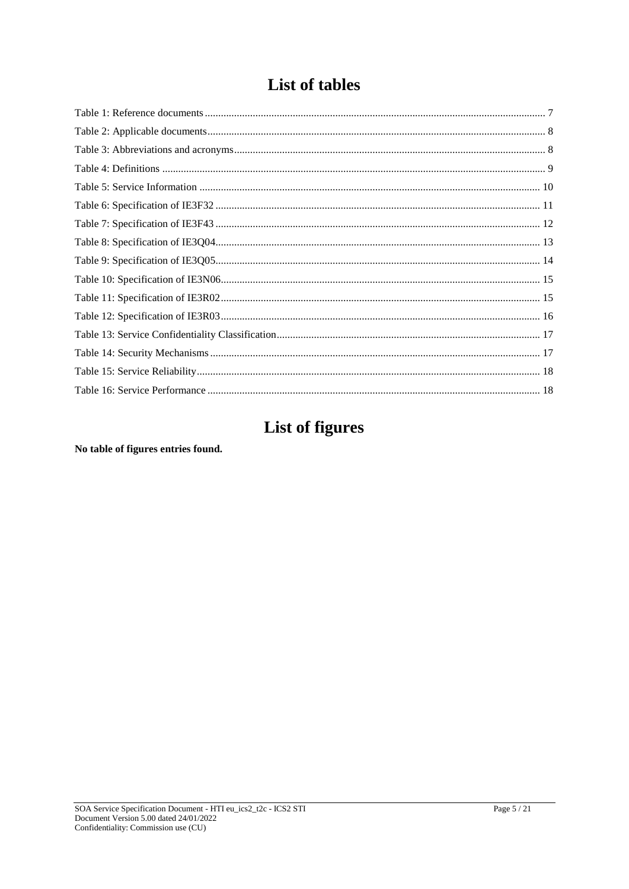# List of tables

Table 1: Reference documents ............................................................ 7
Table 2: Applicable documents ............................................................ 8
Table 3: Abbreviations and acronyms ............................................................ 8
Table 4: Definitions ............................................................ 9
Table 5: Service Information ............................................................ 10
Table 6: Specification of IE3F32 ............................................................ 11
Table 7: Specification of IE3F43 ............................................................ 12
Table 8: Specification of IE3Q04 ............................................................ 13
Table 9: Specification of IE3Q05 ............................................................ 14
Table 10: Specification of IE3N06 ............................................................ 15
Table 11: Specification of IE3R02 ............................................................ 15
Table 12: Specification of IE3R03 ............................................................ 16
Table 13: Service Confidentiality Classification ............................................................ 17
Table 14: Security Mechanisms ............................................................ 17
Table 15: Service Reliability ............................................................ 18
Table 16: Service Performance ............................................................ 18

# List of figures

**No table of figures entries found.**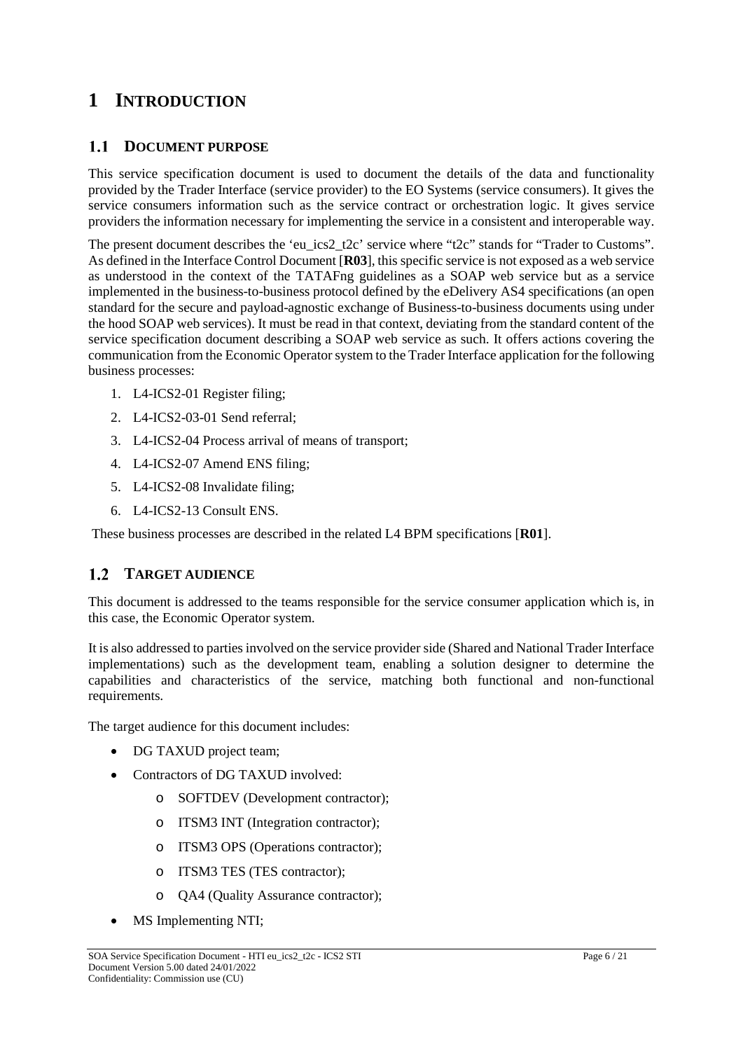# 1 INTRODUCTION

## 1.1 DOCUMENT PURPOSE

This service specification document is used to document the details of the data and functionality provided by the Trader Interface (service provider) to the EO Systems (service consumers). It gives the service consumers information such as the service contract or orchestration logic. It gives service providers the information necessary for implementing the service in a consistent and interoperable way.

The present document describes the 'eu_ics2_t2c' service where "t2c" stands for "Trader to Customs". As defined in the Interface Control Document [**R03**], this specific service is not exposed as a web service as understood in the context of the TATAFng guidelines as a SOAP web service but as a service implemented in the business-to-business protocol defined by the eDelivery AS4 specifications (an open standard for the secure and payload-agnostic exchange of Business-to-business documents using under the hood SOAP web services). It must be read in that context, deviating from the standard content of the service specification document describing a SOAP web service as such. It offers actions covering the communication from the Economic Operator system to the Trader Interface application for the following business processes:

1. L4-ICS2-01 Register filing;
2. L4-ICS2-03-01 Send referral;
3. L4-ICS2-04 Process arrival of means of transport;
4. L4-ICS2-07 Amend ENS filing;
5. L4-ICS2-08 Invalidate filing;
6. L4-ICS2-13 Consult ENS.

These business processes are described in the related L4 BPM specifications [**R01**].

## 1.2 TARGET AUDIENCE

This document is addressed to the teams responsible for the service consumer application which is, in this case, the Economic Operator system.

It is also addressed to parties involved on the service provider side (Shared and National Trader Interface implementations) such as the development team, enabling a solution designer to determine the capabilities and characteristics of the service, matching both functional and non-functional requirements.

The target audience for this document includes:

- DG TAXUD project team;
- Contractors of DG TAXUD involved:
  - SOFTDEV (Development contractor);
  - ITSM3 INT (Integration contractor);
  - ITSM3 OPS (Operations contractor);
  - ITSM3 TES (TES contractor);
  - QA4 (Quality Assurance contractor);
- MS Implementing NTI;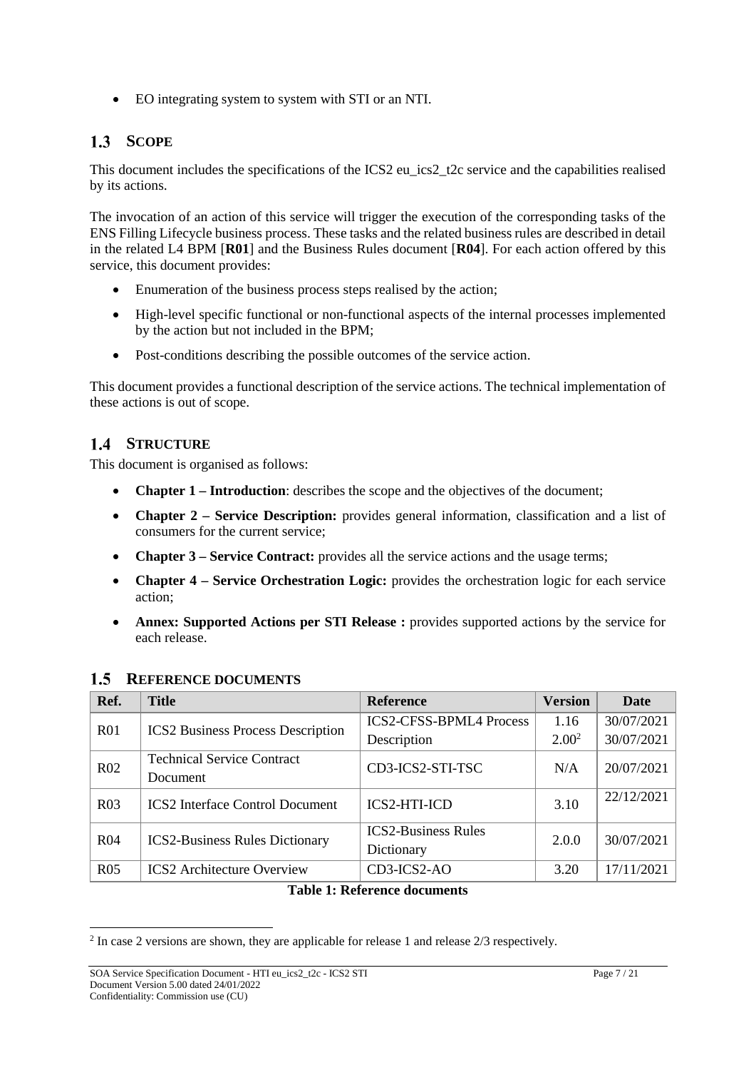- EO integrating system to system with STI or an NTI.

## 1.3 SCOPE

This document includes the specifications of the ICS2 eu_ics2_t2c service and the capabilities realised by its actions.

The invocation of an action of this service will trigger the execution of the corresponding tasks of the ENS Filling Lifecycle business process. These tasks and the related business rules are described in detail in the related L4 BPM [**R01**] and the Business Rules document [**R04**]. For each action offered by this service, this document provides:

- Enumeration of the business process steps realised by the action;
- High-level specific functional or non-functional aspects of the internal processes implemented by the action but not included in the BPM;
- Post-conditions describing the possible outcomes of the service action.

This document provides a functional description of the service actions. The technical implementation of these actions is out of scope.

## 1.4 STRUCTURE

This document is organised as follows:

- **Chapter 1 – Introduction**: describes the scope and the objectives of the document;
- **Chapter 2 – Service Description:** provides general information, classification and a list of consumers for the current service;
- **Chapter 3 – Service Contract:** provides all the service actions and the usage terms;
- **Chapter 4 – Service Orchestration Logic:** provides the orchestration logic for each service action;
- **Annex: Supported Actions per STI Release :** provides supported actions by the service for each release.

## 1.5 REFERENCE DOCUMENTS

| Ref. | Title | Reference | Version | Date |
|---|---|---|---|---|
| R01 | ICS2 Business Process Description | ICS2-CFSS-BPML4 Process Description | 1.16<br>2.00[2] | 30/07/2021<br>30/07/2021 |
| R02 | Technical Service Contract Document | CD3-ICS2-STI-TSC | N/A | 20/07/2021 |
| R03 | ICS2 Interface Control Document | ICS2-HTI-ICD | 3.10 | 22/12/2021 |
| R04 | ICS2-Business Rules Dictionary | ICS2-Business Rules Dictionary | 2.0.0 | 30/07/2021 |
| R05 | ICS2 Architecture Overview | CD3-ICS2-AO | 3.20 | 17/11/2021 |

**Table 1: Reference documents**

[2] In case 2 versions are shown, they are applicable for release 1 and release 2/3 respectively.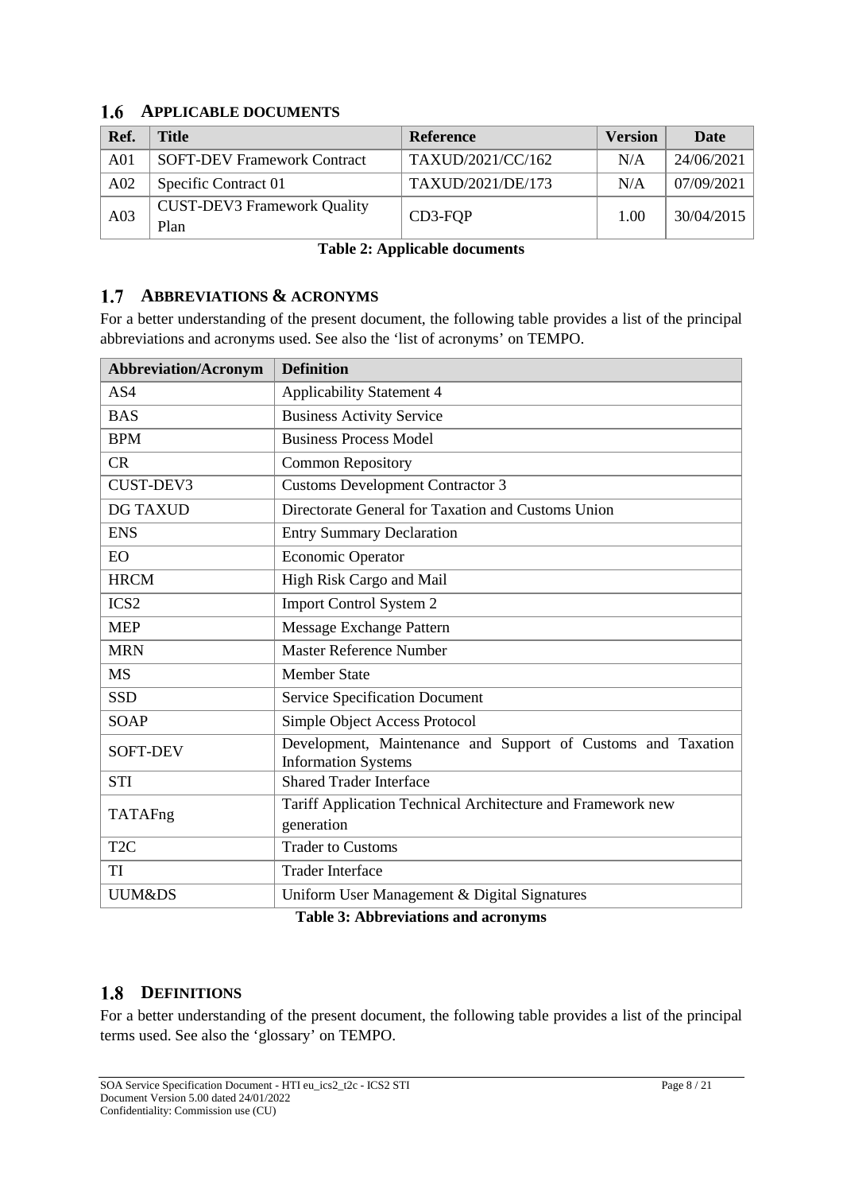## 1.6 APPLICABLE DOCUMENTS

| Ref. | Title | Reference | Version | Date |
|---|---|---|---|---|
| A01 | SOFT-DEV Framework Contract | TAXUD/2021/CC/162 | N/A | 24/06/2021 |
| A02 | Specific Contract 01 | TAXUD/2021/DE/173 | N/A | 07/09/2021 |
| A03 | CUST-DEV3 Framework Quality Plan | CD3-FQP | 1.00 | 30/04/2015 |

**Table 2: Applicable documents**

## 1.7 ABBREVIATIONS & ACRONYMS

For a better understanding of the present document, the following table provides a list of the principal abbreviations and acronyms used. See also the 'list of acronyms' on TEMPO.

| Abbreviation/Acronym | Definition |
|---|---|
| AS4 | Applicability Statement 4 |
| BAS | Business Activity Service |
| BPM | Business Process Model |
| CR | Common Repository |
| CUST-DEV3 | Customs Development Contractor 3 |
| DG TAXUD | Directorate General for Taxation and Customs Union |
| ENS | Entry Summary Declaration |
| EO | Economic Operator |
| HRCM | High Risk Cargo and Mail |
| ICS2 | Import Control System 2 |
| MEP | Message Exchange Pattern |
| MRN | Master Reference Number |
| MS | Member State |
| SSD | Service Specification Document |
| SOAP | Simple Object Access Protocol |
| SOFT-DEV | Development, Maintenance and Support of Customs and Taxation Information Systems |
| STI | Shared Trader Interface |
| TATAFng | Tariff Application Technical Architecture and Framework new generation |
| T2C | Trader to Customs |
| TI | Trader Interface |
| UUM&DS | Uniform User Management & Digital Signatures |

**Table 3: Abbreviations and acronyms**

## 1.8 DEFINITIONS

For a better understanding of the present document, the following table provides a list of the principal terms used. See also the 'glossary' on TEMPO.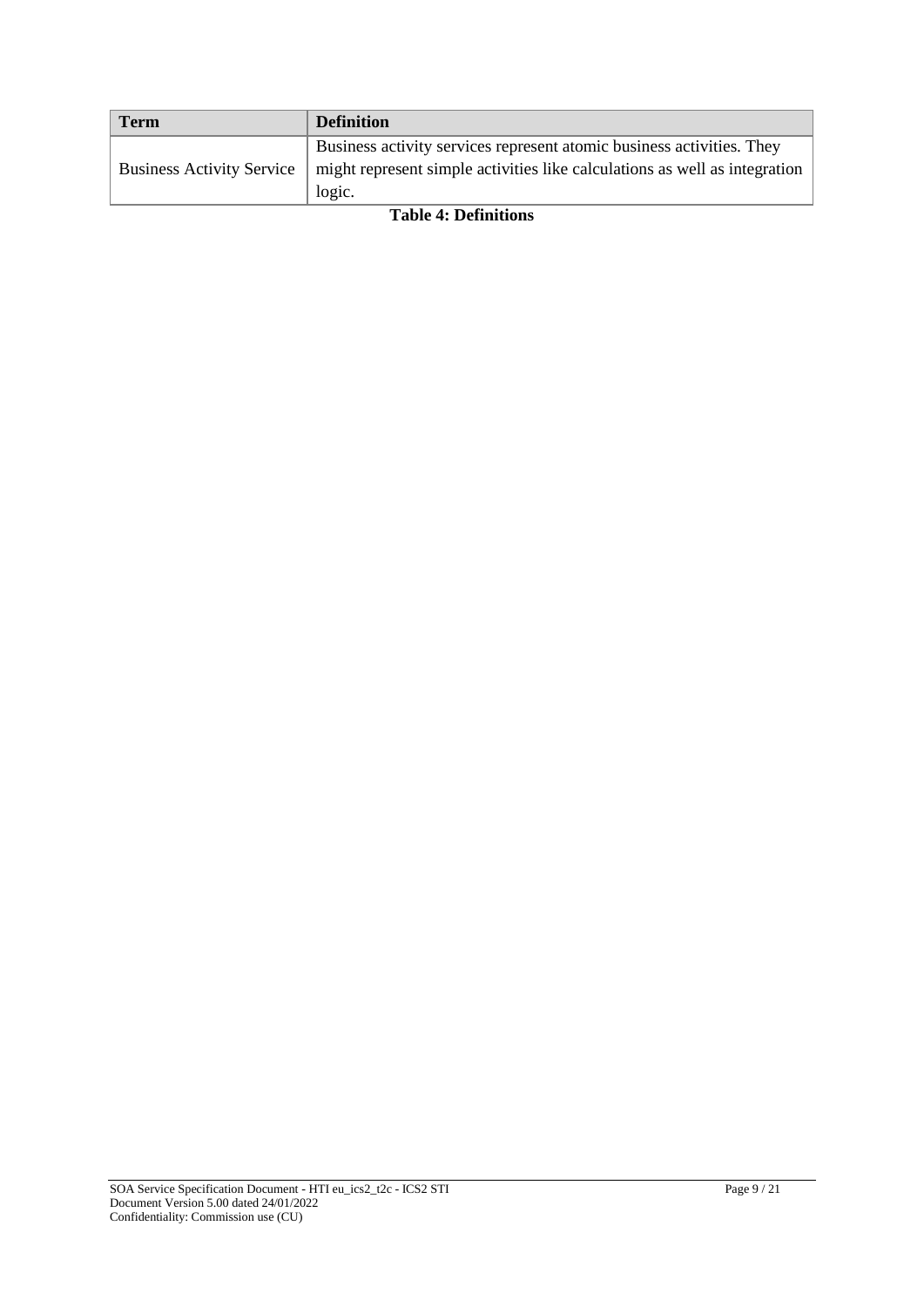| Term | Definition |
| --- | --- |
| Business Activity Service | Business activity services represent atomic business activities. They might represent simple activities like calculations as well as integration logic. |

**Table 4: Definitions**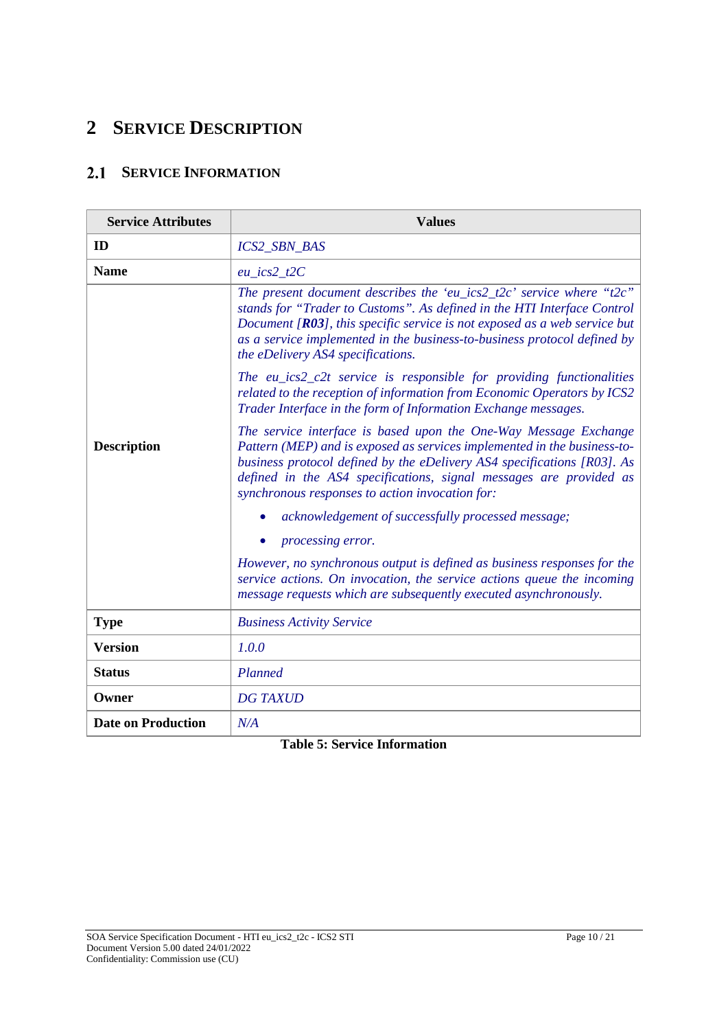# 2 SERVICE DESCRIPTION

## 2.1 SERVICE INFORMATION

| Service Attributes | Values |
|---|---|
| **ID** | *ICS2_SBN_BAS* |
| **Name** | *eu_ics2_t2C* |
| **Description** | *The present document describes the 'eu_ics2_t2c' service where "t2c" stands for "Trader to Customs". As defined in the HTI Interface Control Document [**R03**], this specific service is not exposed as a web service but as a service implemented in the business-to-business protocol defined by the eDelivery AS4 specifications.*<br><br>*The eu_ics2_c2t service is responsible for providing functionalities related to the reception of information from Economic Operators by ICS2 Trader Interface in the form of Information Exchange messages.*<br><br>*The service interface is based upon the One-Way Message Exchange Pattern (MEP) and is exposed as services implemented in the business-to-business protocol defined by the eDelivery AS4 specifications [R03]. As defined in the AS4 specifications, signal messages are provided as synchronous responses to action invocation for:*<br><br>• *acknowledgement of successfully processed message;*<br>• *processing error.*<br><br>*However, no synchronous output is defined as business responses for the service actions. On invocation, the service actions queue the incoming message requests which are subsequently executed asynchronously.* |
| **Type** | *Business Activity Service* |
| **Version** | *1.0.0* |
| **Status** | *Planned* |
| **Owner** | *DG TAXUD* |
| **Date on Production** | *N/A* |

**Table 5: Service Information**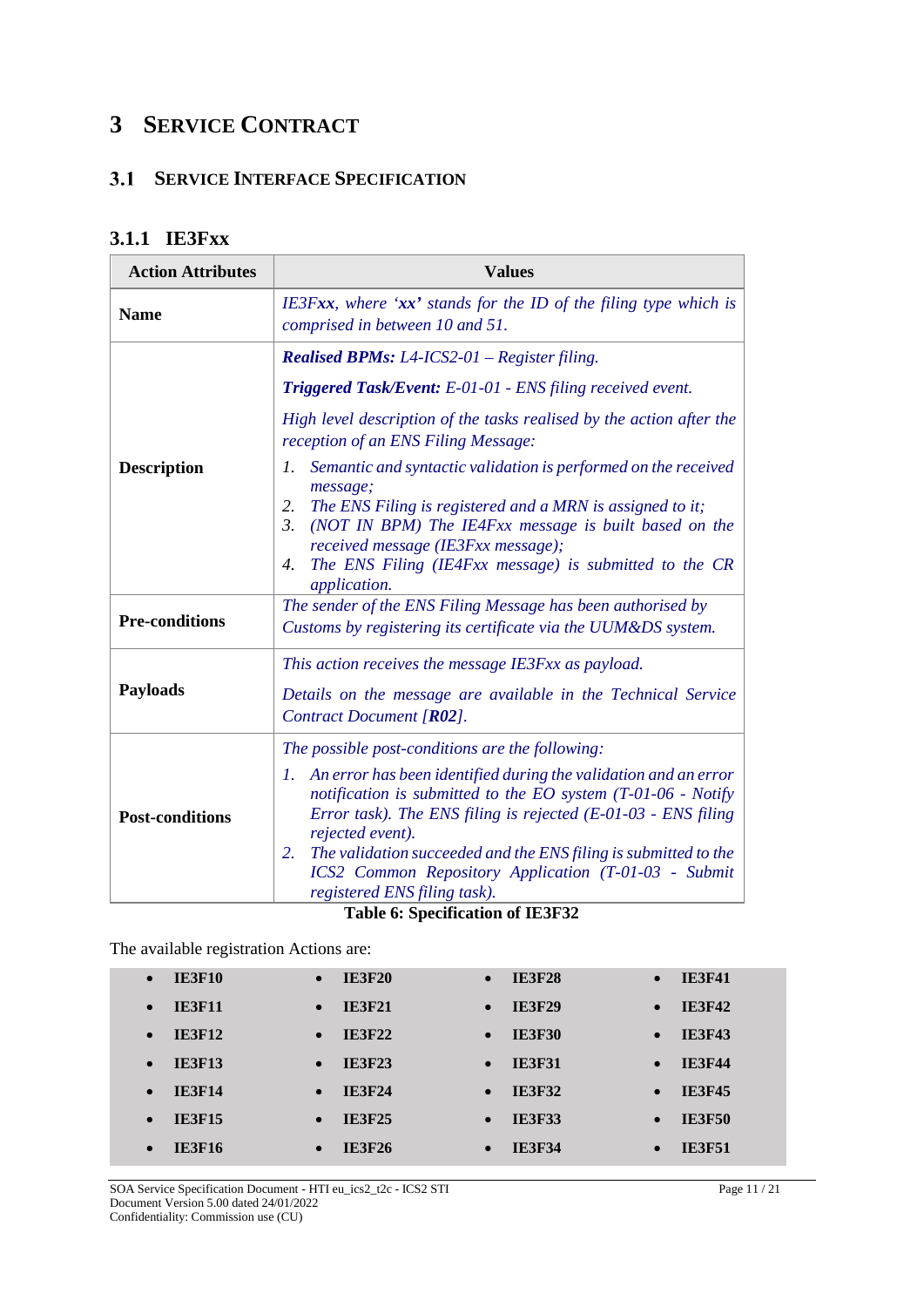# 3 SERVICE CONTRACT

## 3.1 SERVICE INTERFACE SPECIFICATION

### 3.1.1 IE3Fxx

| Action Attributes | Values |
|---|---|
| **Name** | *IE3F**xx**, where '**xx**' stands for the ID of the filing type which is comprised in between 10 and 51.* |
| **Description** | ***Realised BPMs:*** *L4-ICS2-01 – Register filing.*<br><br>***Triggered Task/Event:*** *E-01-01 - ENS filing received event.*<br><br>*High level description of the tasks realised by the action after the reception of an ENS Filing Message:*<br><br>*1. Semantic and syntactic validation is performed on the received message;*<br>*2. The ENS Filing is registered and a MRN is assigned to it;*<br>*3. (NOT IN BPM) The IE4Fxx message is built based on the received message (IE3Fxx message);*<br>*4. The ENS Filing (IE4Fxx message) is submitted to the CR application.* |
| **Pre-conditions** | *The sender of the ENS Filing Message has been authorised by Customs by registering its certificate via the UUM&DS system.* |
| **Payloads** | *This action receives the message IE3Fxx as payload.*<br><br>*Details on the message are available in the Technical Service Contract Document [**R02**].* |
| **Post-conditions** | *The possible post-conditions are the following:*<br><br>*1. An error has been identified during the validation and an error notification is submitted to the EO system (T-01-06 - Notify Error task). The ENS filing is rejected (E-01-03 - ENS filing rejected event).*<br>*2. The validation succeeded and the ENS filing is submitted to the ICS2 Common Repository Application (T-01-03 - Submit registered ENS filing task).* |

**Table 6: Specification of IE3F32**

The available registration Actions are:

- **IE3F10**
- **IE3F11**
- **IE3F12**
- **IE3F13**
- **IE3F14**
- **IE3F15**
- **IE3F16**
- **IE3F20**
- **IE3F21**
- **IE3F22**
- **IE3F23**
- **IE3F24**
- **IE3F25**
- **IE3F26**
- **IE3F28**
- **IE3F29**
- **IE3F30**
- **IE3F31**
- **IE3F32**
- **IE3F33**
- **IE3F34**
- **IE3F41**
- **IE3F42**
- **IE3F43**
- **IE3F44**
- **IE3F45**
- **IE3F50**
- **IE3F51**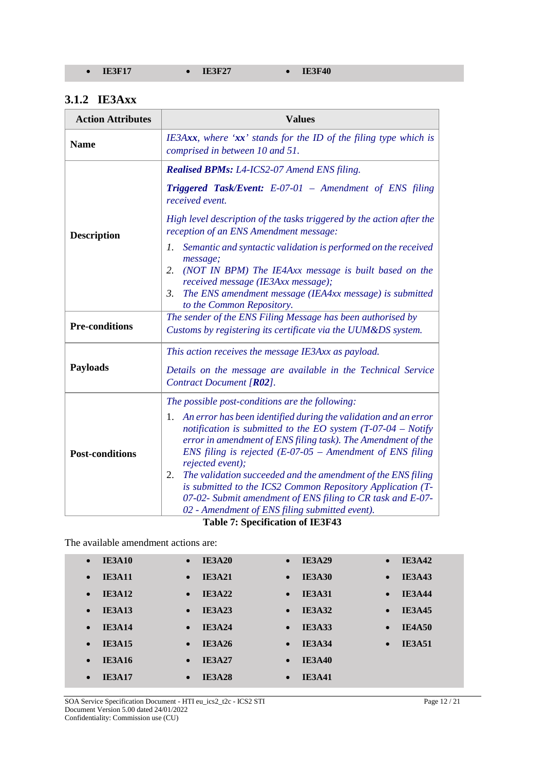- **IE3F17**
- **IE3F27**
- **IE3F40**

### 3.1.2 IE3Axx

| Action Attributes | Values |
|---|---|
| **Name** | *IE3A**xx**, where '**xx**' stands for the ID of the filing type which is comprised in between 10 and 51.* |
| **Description** | ***Realised BPMs:** L4-ICS2-07 Amend ENS filing.* <br><br> ***Triggered Task/Event:** E-07-01 – Amendment of ENS filing received event.* <br><br> *High level description of the tasks triggered by the action after the reception of an ENS Amendment message:* <br> *1. Semantic and syntactic validation is performed on the received message;* <br> *2. (NOT IN BPM) The IE4Axx message is built based on the received message (IE3Axx message);* <br> *3. The ENS amendment message (IEA4xx message) is submitted to the Common Repository.* |
| **Pre-conditions** | *The sender of the ENS Filing Message has been authorised by Customs by registering its certificate via the UUM&DS system.* |
| **Payloads** | *This action receives the message IE3Axx as payload.* <br><br> *Details on the message are available in the Technical Service Contract Document [**R02**].* |
| **Post-conditions** | *The possible post-conditions are the following:* <br> 1. *An error has been identified during the validation and an error notification is submitted to the EO system (T-07-04 – Notify error in amendment of ENS filing task). The Amendment of the ENS filing is rejected (E-07-05 – Amendment of ENS filing rejected event);* <br> 2. *The validation succeeded and the amendment of the ENS filing is submitted to the ICS2 Common Repository Application (T-07-02- Submit amendment of ENS filing to CR task and E-07-02 - Amendment of ENS filing submitted event).* |

**Table 7: Specification of IE3F43**

The available amendment actions are:

- **IE3A10**
- **IE3A11**
- **IE3A12**
- **IE3A13**
- **IE3A14**
- **IE3A15**
- **IE3A16**
- **IE3A17**
- **IE3A20**
- **IE3A21**
- **IE3A22**
- **IE3A23**
- **IE3A24**
- **IE3A26**
- **IE3A27**
- **IE3A28**
- **IE3A29**
- **IE3A30**
- **IE3A31**
- **IE3A32**
- **IE3A33**
- **IE3A34**
- **IE3A40**
- **IE3A41**
- **IE3A42**
- **IE3A43**
- **IE3A44**
- **IE3A45**
- **IE4A50**
- **IE3A51**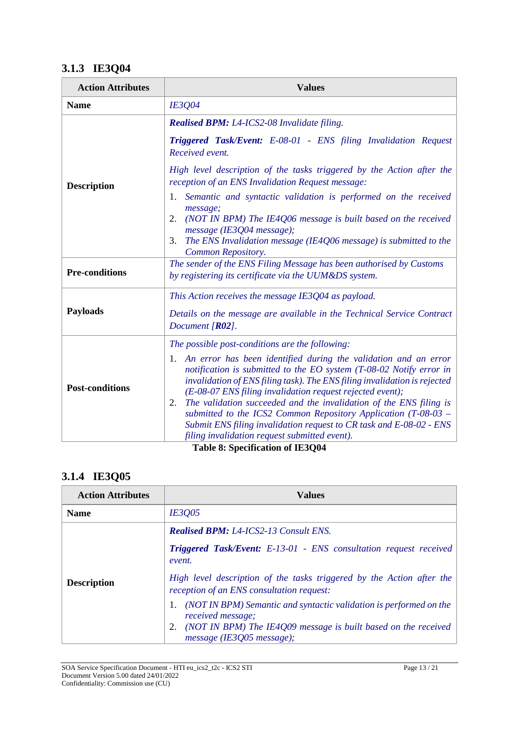### 3.1.3 IE3Q04

| Action Attributes | Values |
|---|---|
| **Name** | *IE3Q04* |
| **Description** | ***Realised BPM:*** *L4-ICS2-08 Invalidate filing.*<br><br>***Triggered Task/Event:*** *E-08-01 - ENS filing Invalidation Request Received event.*<br><br>*High level description of the tasks triggered by the Action after the reception of an ENS Invalidation Request message:*<br>1. *Semantic and syntactic validation is performed on the received message;*<br>2. *(NOT IN BPM) The IE4Q06 message is built based on the received message (IE3Q04 message);*<br>3. *The ENS Invalidation message (IE4Q06 message) is submitted to the Common Repository.* |
| **Pre-conditions** | *The sender of the ENS Filing Message has been authorised by Customs by registering its certificate via the UUM&DS system.* |
| **Payloads** | *This Action receives the message IE3Q04 as payload.*<br><br>*Details on the message are available in the Technical Service Contract Document [**R02**].* |
| **Post-conditions** | *The possible post-conditions are the following:*<br>1. *An error has been identified during the validation and an error notification is submitted to the EO system (T-08-02 Notify error in invalidation of ENS filing task). The ENS filing invalidation is rejected (E-08-07 ENS filing invalidation request rejected event);*<br>2. *The validation succeeded and the invalidation of the ENS filing is submitted to the ICS2 Common Repository Application (T-08-03 – Submit ENS filing invalidation request to CR task and E-08-02 - ENS filing invalidation request submitted event).* |

**Table 8: Specification of IE3Q04**

### 3.1.4 IE3Q05

| Action Attributes | Values |
|---|---|
| **Name** | *IE3Q05* |
| **Description** | ***Realised BPM:*** *L4-ICS2-13 Consult ENS.*<br><br>***Triggered Task/Event:*** *E-13-01 - ENS consultation request received event.*<br><br>*High level description of the tasks triggered by the Action after the reception of an ENS consultation request:*<br>1. *(NOT IN BPM) Semantic and syntactic validation is performed on the received message;*<br>2. *(NOT IN BPM) The IE4Q09 message is built based on the received message (IE3Q05 message);* |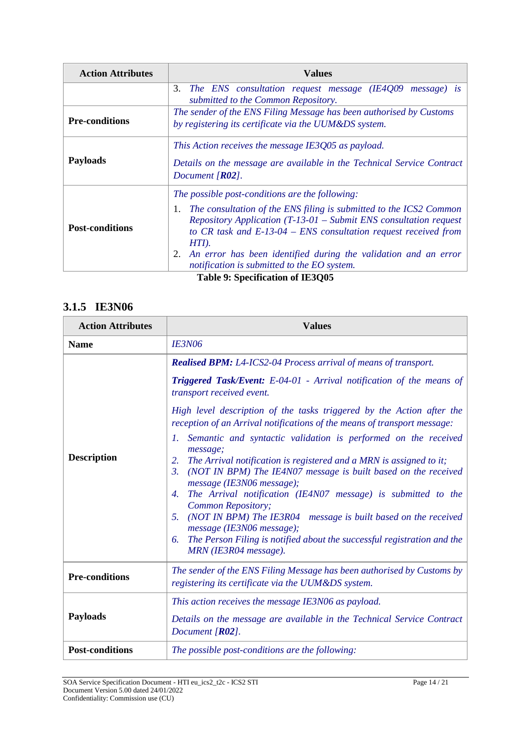| Action Attributes | Values |
|---|---|
| | 3. *The ENS consultation request message (IE4Q09 message) is submitted to the Common Repository.* |
| **Pre-conditions** | *The sender of the ENS Filing Message has been authorised by Customs by registering its certificate via the UUM&DS system.* |
| **Payloads** | *This Action receives the message IE3Q05 as payload.*<br><br>*Details on the message are available in the Technical Service Contract Document [**R02**].* |
| **Post-conditions** | *The possible post-conditions are the following:*<br>1. *The consultation of the ENS filing is submitted to the ICS2 Common Repository Application (T-13-01 – Submit ENS consultation request to CR task and E-13-04 – ENS consultation request received from HTI).*<br>2. *An error has been identified during the validation and an error notification is submitted to the EO system.* |

**Table 9: Specification of IE3Q05**

### 3.1.5 IE3N06

| Action Attributes | Values |
|---|---|
| **Name** | *IE3N06* |
| **Description** | ***Realised BPM:*** *L4-ICS2-04 Process arrival of means of transport.*<br><br>***Triggered Task/Event:*** *E-04-01 - Arrival notification of the means of transport received event.*<br><br>*High level description of the tasks triggered by the Action after the reception of an Arrival notifications of the means of transport message:*<br>*1. Semantic and syntactic validation is performed on the received message;*<br>*2. The Arrival notification is registered and a MRN is assigned to it;*<br>*3. (NOT IN BPM) The IE4N07 message is built based on the received message (IE3N06 message);*<br>*4. The Arrival notification (IE4N07 message) is submitted to the Common Repository;*<br>*5. (NOT IN BPM) The IE3R04 message is built based on the received message (IE3N06 message);*<br>*6. The Person Filing is notified about the successful registration and the MRN (IE3R04 message).* |
| **Pre-conditions** | *The sender of the ENS Filing Message has been authorised by Customs by registering its certificate via the UUM&DS system.* |
| **Payloads** | *This action receives the message IE3N06 as payload.*<br><br>*Details on the message are available in the Technical Service Contract Document [**R02**].* |
| **Post-conditions** | *The possible post-conditions are the following:* |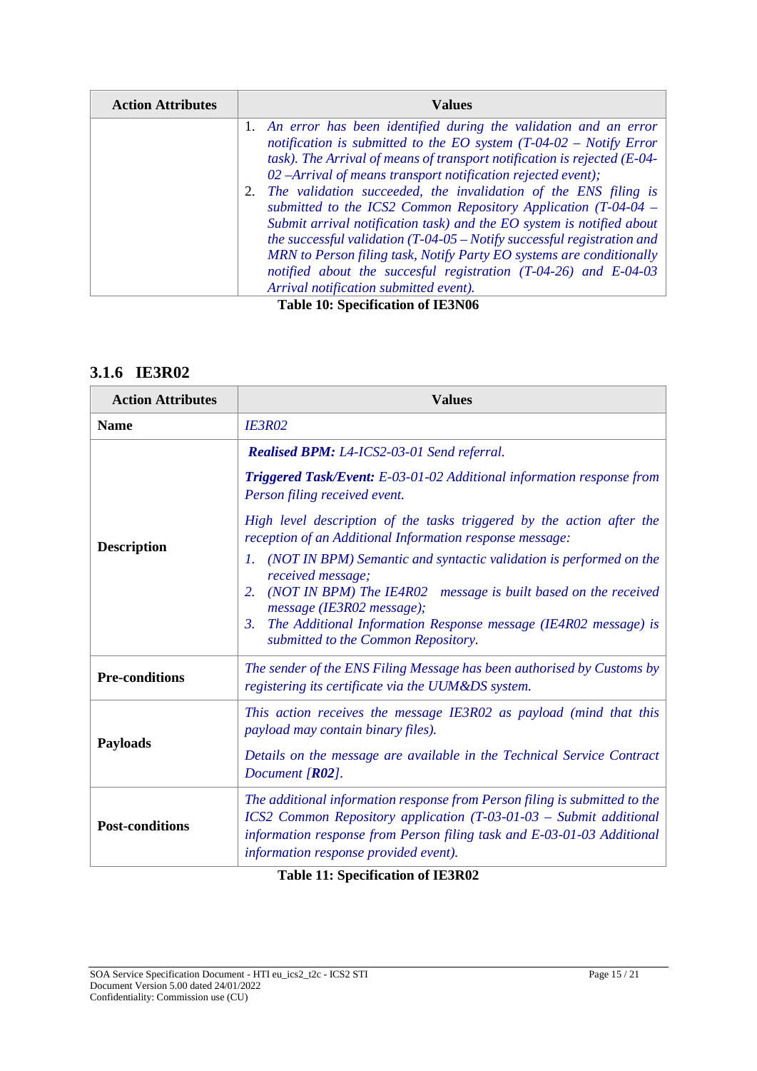| Action Attributes | Values |
|---|---|
| | 1. *An error has been identified during the validation and an error notification is submitted to the EO system (T-04-02 – Notify Error task). The Arrival of means of transport notification is rejected (E-04-02 –Arrival of means transport notification rejected event);*<br>2. *The validation succeeded, the invalidation of the ENS filing is submitted to the ICS2 Common Repository Application (T-04-04 – Submit arrival notification task) and the EO system is notified about the successful validation (T-04-05 – Notify successful registration and MRN to Person filing task, Notify Party EO systems are conditionally notified about the succesful registration (T-04-26) and E-04-03 Arrival notification submitted event).* |

**Table 10: Specification of IE3N06**

### 3.1.6 IE3R02

| Action Attributes | Values |
|---|---|
| **Name** | *IE3R02* |
| **Description** | ***Realised BPM:*** *L4-ICS2-03-01 Send referral.*<br><br>***Triggered Task/Event:*** *E-03-01-02 Additional information response from Person filing received event.*<br><br>*High level description of the tasks triggered by the action after the reception of an Additional Information response message:*<br>*1. (NOT IN BPM) Semantic and syntactic validation is performed on the received message;*<br>*2. (NOT IN BPM) The IE4R02 message is built based on the received message (IE3R02 message);*<br>*3. The Additional Information Response message (IE4R02 message) is submitted to the Common Repository.* |
| **Pre-conditions** | *The sender of the ENS Filing Message has been authorised by Customs by registering its certificate via the UUM&DS system.* |
| **Payloads** | *This action receives the message IE3R02 as payload (mind that this payload may contain binary files).*<br><br>*Details on the message are available in the Technical Service Contract Document [**R02**].* |
| **Post-conditions** | *The additional information response from Person filing is submitted to the ICS2 Common Repository application (T-03-01-03 – Submit additional information response from Person filing task and E-03-01-03 Additional information response provided event).* |

**Table 11: Specification of IE3R02**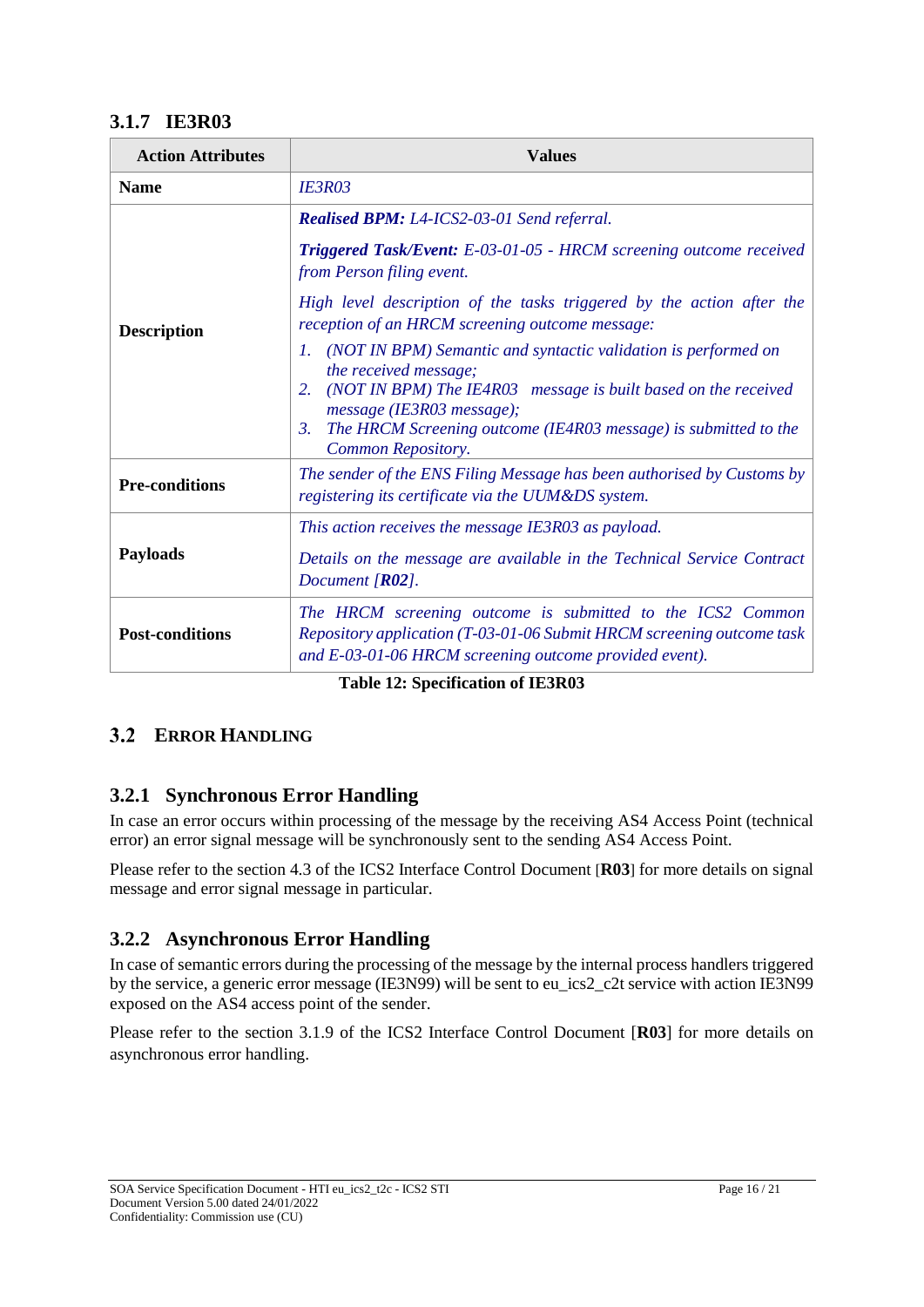### 3.1.7 IE3R03

| Action Attributes | Values |
|---|---|
| **Name** | *IE3R03* |
| **Description** | ***Realised BPM:*** *L4-ICS2-03-01 Send referral.*<br><br>***Triggered Task/Event:*** *E-03-01-05 - HRCM screening outcome received from Person filing event.*<br><br>*High level description of the tasks triggered by the action after the reception of an HRCM screening outcome message:*<br>*1. (NOT IN BPM) Semantic and syntactic validation is performed on the received message;*<br>*2. (NOT IN BPM) The IE4R03 message is built based on the received message (IE3R03 message);*<br>*3. The HRCM Screening outcome (IE4R03 message) is submitted to the Common Repository.* |
| **Pre-conditions** | *The sender of the ENS Filing Message has been authorised by Customs by registering its certificate via the UUM&DS system.* |
| **Payloads** | *This action receives the message IE3R03 as payload.*<br><br>*Details on the message are available in the Technical Service Contract Document [**R02**].* |
| **Post-conditions** | *The HRCM screening outcome is submitted to the ICS2 Common Repository application (T-03-01-06 Submit HRCM screening outcome task and E-03-01-06 HRCM screening outcome provided event).* |

**Table 12: Specification of IE3R03**

## 3.2 ERROR HANDLING

### 3.2.1 Synchronous Error Handling

In case an error occurs within processing of the message by the receiving AS4 Access Point (technical error) an error signal message will be synchronously sent to the sending AS4 Access Point.

Please refer to the section 4.3 of the ICS2 Interface Control Document [**R03**] for more details on signal message and error signal message in particular.

### 3.2.2 Asynchronous Error Handling

In case of semantic errors during the processing of the message by the internal process handlers triggered by the service, a generic error message (IE3N99) will be sent to eu_ics2_c2t service with action IE3N99 exposed on the AS4 access point of the sender.

Please refer to the section 3.1.9 of the ICS2 Interface Control Document [**R03**] for more details on asynchronous error handling.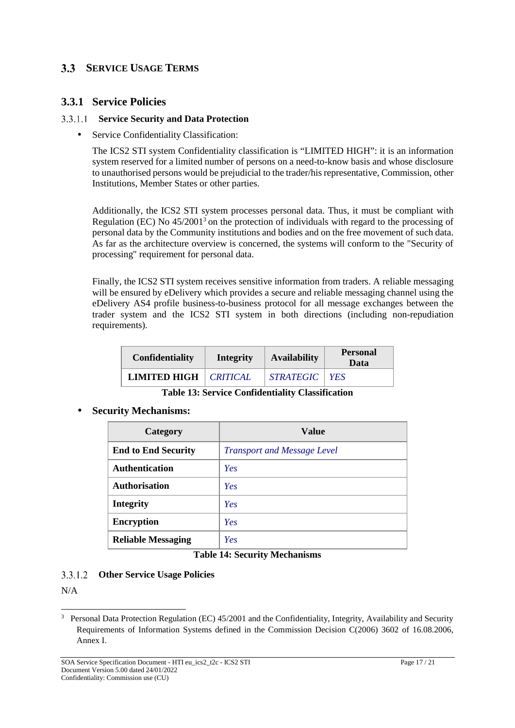## 3.3 SERVICE USAGE TERMS

### 3.3.1 Service Policies

#### 3.3.1.1 Service Security and Data Protection

- Service Confidentiality Classification:

  The ICS2 STI system Confidentiality classification is “LIMITED HIGH”: it is an information system reserved for a limited number of persons on a need-to-know basis and whose disclosure to unauthorised persons would be prejudicial to the trader/his representative, Commission, other Institutions, Member States or other parties.

  Additionally, the ICS2 STI system processes personal data. Thus, it must be compliant with Regulation (EC) No 45/2001[3] on the protection of individuals with regard to the processing of personal data by the Community institutions and bodies and on the free movement of such data. As far as the architecture overview is concerned, the systems will conform to the "Security of processing" requirement for personal data.

  Finally, the ICS2 STI system receives sensitive information from traders. A reliable messaging will be ensured by eDelivery which provides a secure and reliable messaging channel using the eDelivery AS4 profile business-to-business protocol for all message exchanges between the trader system and the ICS2 STI system in both directions (including non-repudiation requirements).

| Confidentiality | Integrity | Availability | Personal Data |
|---|---|---|---|
| **LIMITED HIGH** | *CRITICAL* | *STRATEGIC* | *YES* |

**Table 13: Service Confidentiality Classification**

- **Security Mechanisms:**

| Category | Value |
|---|---|
| **End to End Security** | *Transport and Message Level* |
| **Authentication** | *Yes* |
| **Authorisation** | *Yes* |
| **Integrity** | *Yes* |
| **Encryption** | *Yes* |
| **Reliable Messaging** | *Yes* |

**Table 14: Security Mechanisms**

#### 3.3.1.2 Other Service Usage Policies

N/A

[3] Personal Data Protection Regulation (EC) 45/2001 and the Confidentiality, Integrity, Availability and Security Requirements of Information Systems defined in the Commission Decision C(2006) 3602 of 16.08.2006, Annex I.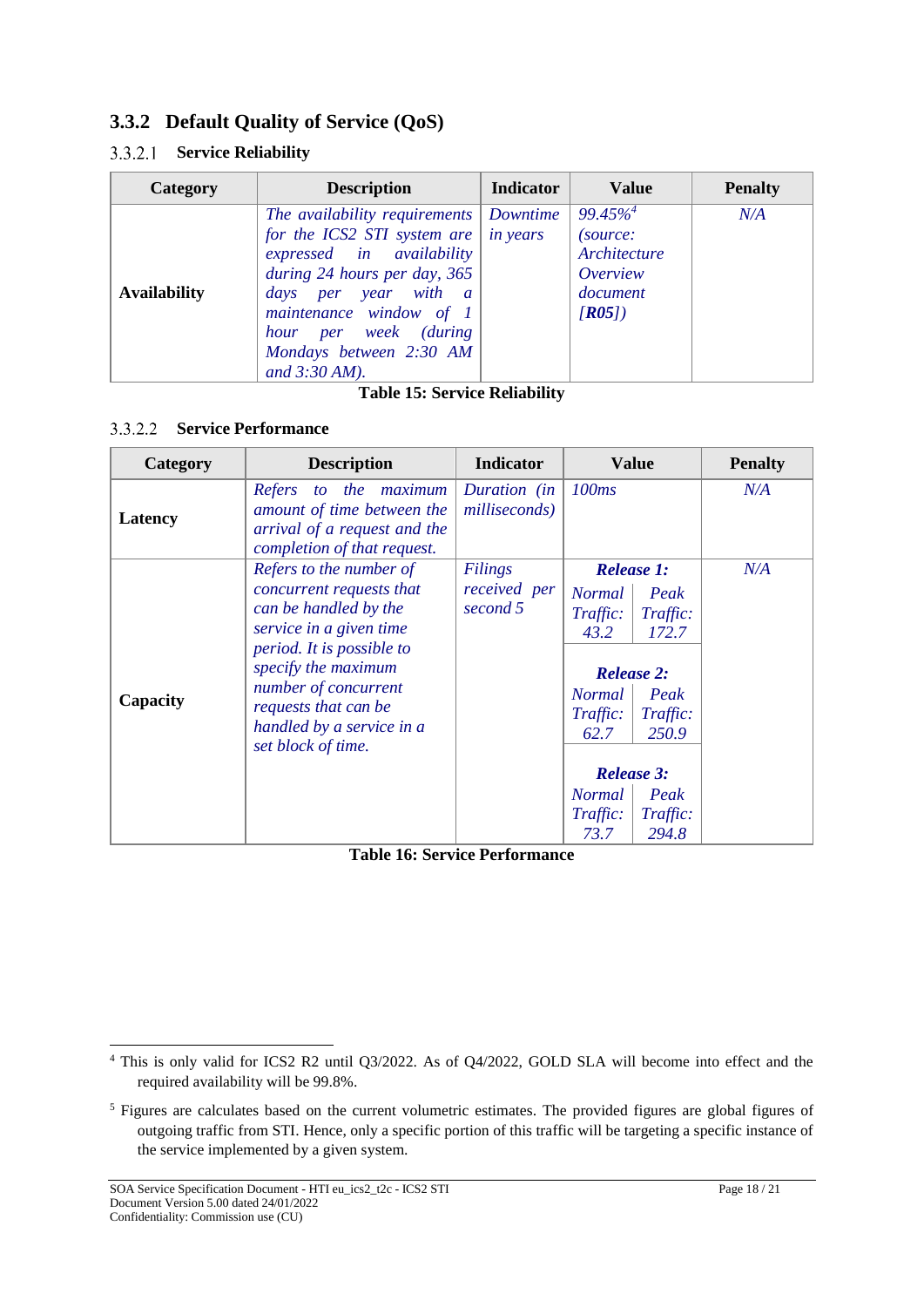### 3.3.2 Default Quality of Service (QoS)

#### 3.3.2.1 Service Reliability

| Category | Description | Indicator | Value | Penalty |
|---|---|---|---|---|
| **Availability** | *The availability requirements for the ICS2 STI system are expressed in availability during 24 hours per day, 365 days per year with a maintenance window of 1 hour per week (during Mondays between 2:30 AM and 3:30 AM).* | *Downtime in years* | *99.45%*[4] *(source: Architecture Overview document [**R05**])* | *N/A* |

**Table 15: Service Reliability**

#### 3.3.2.2 Service Performance

| Category | Description | Indicator | Value | | Penalty |
|---|---|---|---|---|---|
| **Latency** | *Refers to the maximum amount of time between the arrival of a request and the completion of that request.* | *Duration (in milliseconds)* | *100ms* | | *N/A* |
| **Capacity** | *Refers to the number of concurrent requests that can be handled by the service in a given time period. It is possible to specify the maximum number of concurrent requests that can be handled by a service in a set block of time.* | *Filings received per second 5* | ***Release 1:*** | | *N/A* |
| | | | *Normal Traffic: 43.2* | *Peak Traffic: 172.7* | |
| | | | ***Release 2:*** | | |
| | | | *Normal Traffic: 62.7* | *Peak Traffic: 250.9* | |
| | | | ***Release 3:*** | | |
| | | | *Normal Traffic: 73.7* | *Peak Traffic: 294.8* | |

**Table 16: Service Performance**

---

[4] This is only valid for ICS2 R2 until Q3/2022. As of Q4/2022, GOLD SLA will become into effect and the required availability will be 99.8%.

[5] Figures are calculates based on the current volumetric estimates. The provided figures are global figures of outgoing traffic from STI. Hence, only a specific portion of this traffic will be targeting a specific instance of the service implemented by a given system.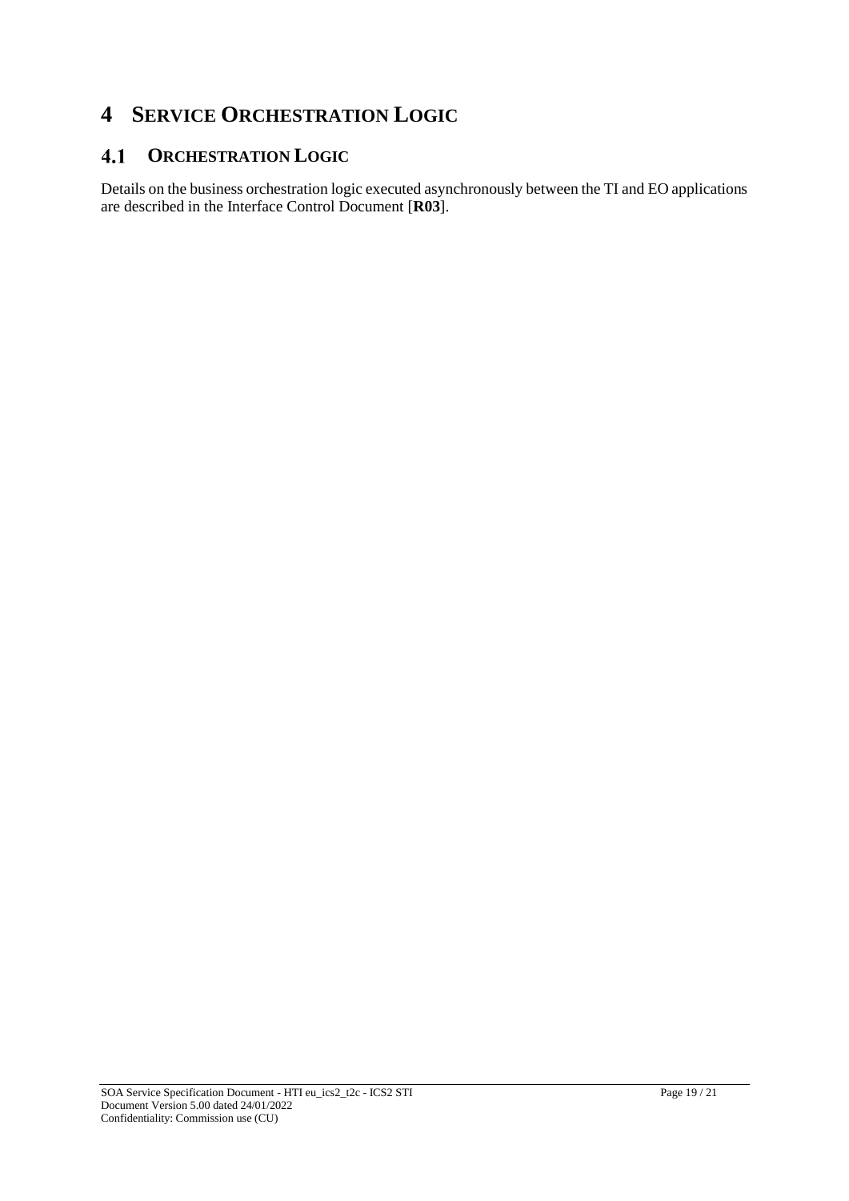# 4 SERVICE ORCHESTRATION LOGIC

## 4.1 ORCHESTRATION LOGIC

Details on the business orchestration logic executed asynchronously between the TI and EO applications are described in the Interface Control Document [**R03**].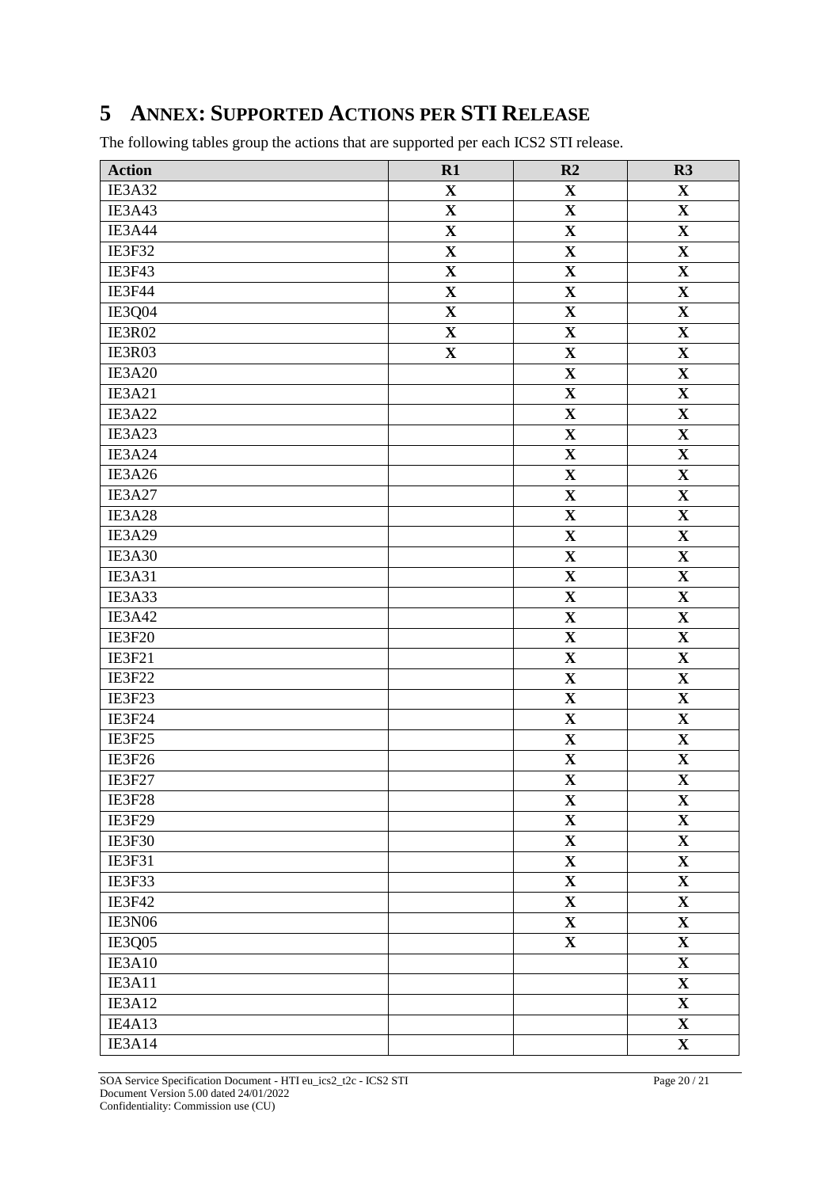# 5 Annex: Supported Actions per STI Release

The following tables group the actions that are supported per each ICS2 STI release.

| Action | R1 | R2 | R3 |
|---|---|---|---|
| IE3A32 | **X** | **X** | **X** |
| IE3A43 | **X** | **X** | **X** |
| IE3A44 | **X** | **X** | **X** |
| IE3F32 | **X** | **X** | **X** |
| IE3F43 | **X** | **X** | **X** |
| IE3F44 | **X** | **X** | **X** |
| IE3Q04 | **X** | **X** | **X** |
| IE3R02 | **X** | **X** | **X** |
| IE3R03 | **X** | **X** | **X** |
| IE3A20 | | **X** | **X** |
| IE3A21 | | **X** | **X** |
| IE3A22 | | **X** | **X** |
| IE3A23 | | **X** | **X** |
| IE3A24 | | **X** | **X** |
| IE3A26 | | **X** | **X** |
| IE3A27 | | **X** | **X** |
| IE3A28 | | **X** | **X** |
| IE3A29 | | **X** | **X** |
| IE3A30 | | **X** | **X** |
| IE3A31 | | **X** | **X** |
| IE3A33 | | **X** | **X** |
| IE3A42 | | **X** | **X** |
| IE3F20 | | **X** | **X** |
| IE3F21 | | **X** | **X** |
| IE3F22 | | **X** | **X** |
| IE3F23 | | **X** | **X** |
| IE3F24 | | **X** | **X** |
| IE3F25 | | **X** | **X** |
| IE3F26 | | **X** | **X** |
| IE3F27 | | **X** | **X** |
| IE3F28 | | **X** | **X** |
| IE3F29 | | **X** | **X** |
| IE3F30 | | **X** | **X** |
| IE3F31 | | **X** | **X** |
| IE3F33 | | **X** | **X** |
| IE3F42 | | **X** | **X** |
| IE3N06 | | **X** | **X** |
| IE3Q05 | | **X** | **X** |
| IE3A10 | | | **X** |
| IE3A11 | | | **X** |
| IE3A12 | | | **X** |
| IE4A13 | | | **X** |
| IE3A14 | | | **X** |

SOA Service Specification Document - HTI eu_ics2_t2c - ICS2 STI
Document Version 5.00 dated 24/01/2022
Confidentiality: Commission use (CU)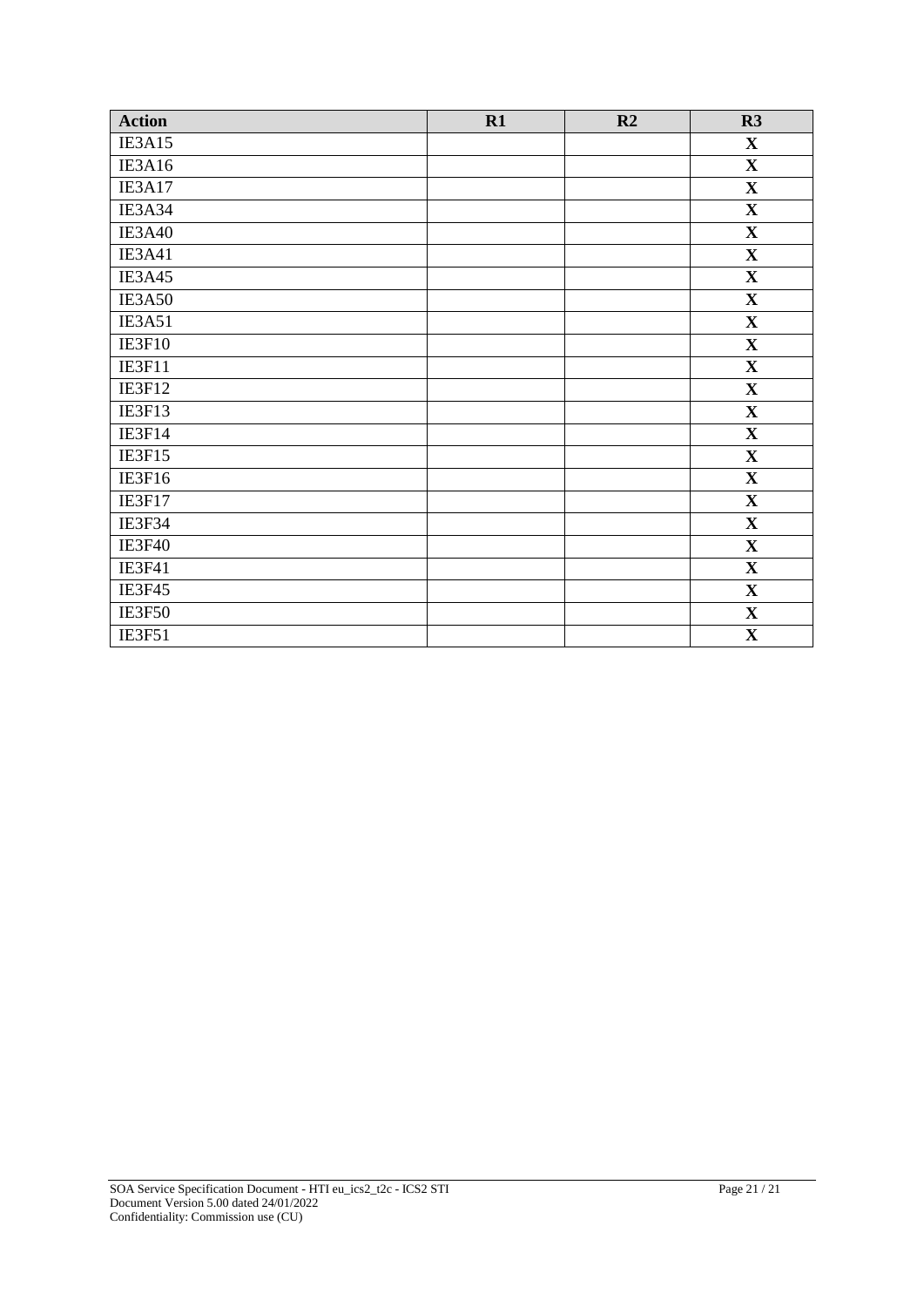| Action | R1 | R2 | R3 |
|---|---|---|---|
| IE3A15 | | | **X** |
| IE3A16 | | | **X** |
| IE3A17 | | | **X** |
| IE3A34 | | | **X** |
| IE3A40 | | | **X** |
| IE3A41 | | | **X** |
| IE3A45 | | | **X** |
| IE3A50 | | | **X** |
| IE3A51 | | | **X** |
| IE3F10 | | | **X** |
| IE3F11 | | | **X** |
| IE3F12 | | | **X** |
| IE3F13 | | | **X** |
| IE3F14 | | | **X** |
| IE3F15 | | | **X** |
| IE3F16 | | | **X** |
| IE3F17 | | | **X** |
| IE3F34 | | | **X** |
| IE3F40 | | | **X** |
| IE3F41 | | | **X** |
| IE3F45 | | | **X** |
| IE3F50 | | | **X** |
| IE3F51 | | | **X** |